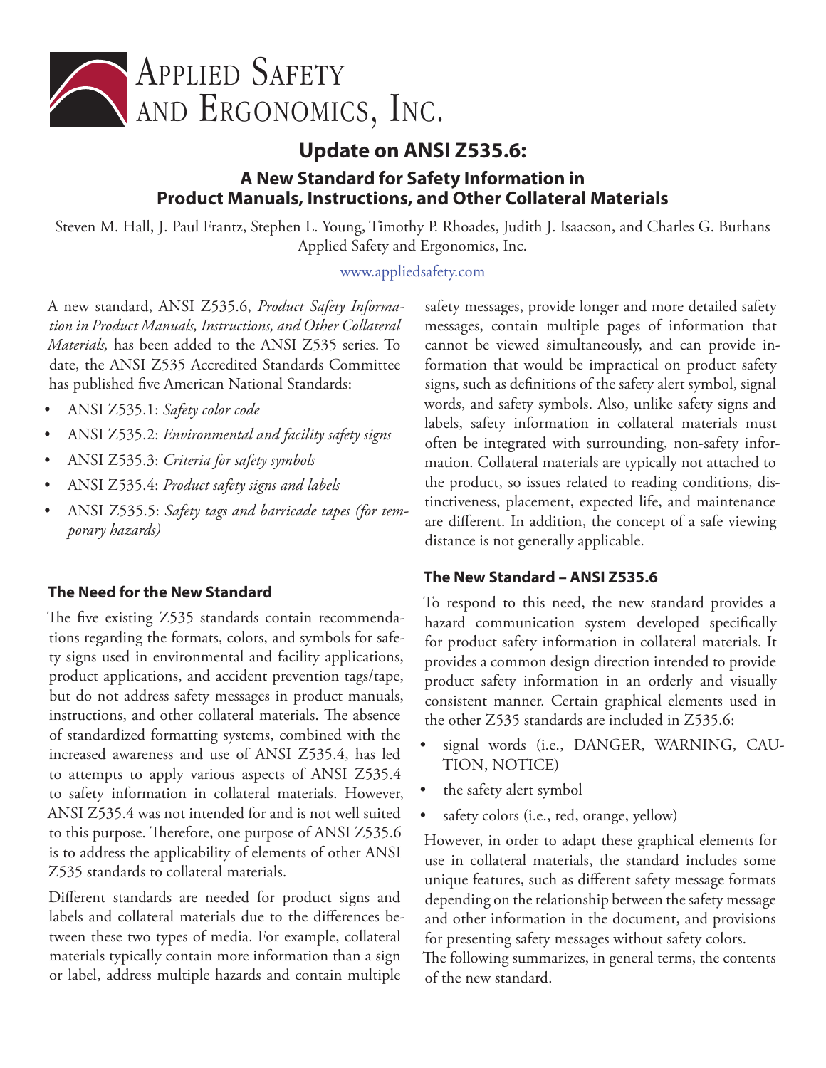Applied Safety and Ergonomics, Inc.

# Update on ANSI Z535.6:

## A New Standard for Safety Information in Product Manuals, Instructions, and Other Collateral Materials

Steven M. Hall, J. Paul Frantz, Stephen L. Young, Timothy P. Rhoades, Judith J. Isaacson, and Charles G. Burhans
Applied Safety and Ergonomics, Inc.

www.appliedsafety.com

A new standard, ANSI Z535.6, *Product Safety Information in Product Manuals, Instructions, and Other Collateral Materials,* has been added to the ANSI Z535 series. To date, the ANSI Z535 Accredited Standards Committee has published five American National Standards:

- ANSI Z535.1: *Safety color code*
- ANSI Z535.2: *Environmental and facility safety signs*
- ANSI Z535.3: *Criteria for safety symbols*
- ANSI Z535.4: *Product safety signs and labels*
- ANSI Z535.5: *Safety tags and barricade tapes (for temporary hazards)*

### The Need for the New Standard

The five existing Z535 standards contain recommendations regarding the formats, colors, and symbols for safety signs used in environmental and facility applications, product applications, and accident prevention tags/tape, but do not address safety messages in product manuals, instructions, and other collateral materials. The absence of standardized formatting systems, combined with the increased awareness and use of ANSI Z535.4, has led to attempts to apply various aspects of ANSI Z535.4 to safety information in collateral materials. However, ANSI Z535.4 was not intended for and is not well suited to this purpose. Therefore, one purpose of ANSI Z535.6 is to address the applicability of elements of other ANSI Z535 standards to collateral materials.

Different standards are needed for product signs and labels and collateral materials due to the differences between these two types of media. For example, collateral materials typically contain more information than a sign or label, address multiple hazards and contain multiple safety messages, provide longer and more detailed safety messages, contain multiple pages of information that cannot be viewed simultaneously, and can provide information that would be impractical on product safety signs, such as definitions of the safety alert symbol, signal words, and safety symbols. Also, unlike safety signs and labels, safety information in collateral materials must often be integrated with surrounding, non-safety information. Collateral materials are typically not attached to the product, so issues related to reading conditions, distinctiveness, placement, expected life, and maintenance are different. In addition, the concept of a safe viewing distance is not generally applicable.

### The New Standard – ANSI Z535.6

To respond to this need, the new standard provides a hazard communication system developed specifically for product safety information in collateral materials. It provides a common design direction intended to provide product safety information in an orderly and visually consistent manner. Certain graphical elements used in the other Z535 standards are included in Z535.6:

- signal words (i.e., DANGER, WARNING, CAUTION, NOTICE)
- the safety alert symbol
- safety colors (i.e., red, orange, yellow)

However, in order to adapt these graphical elements for use in collateral materials, the standard includes some unique features, such as different safety message formats depending on the relationship between the safety message and other information in the document, and provisions for presenting safety messages without safety colors.

The following summarizes, in general terms, the contents of the new standard.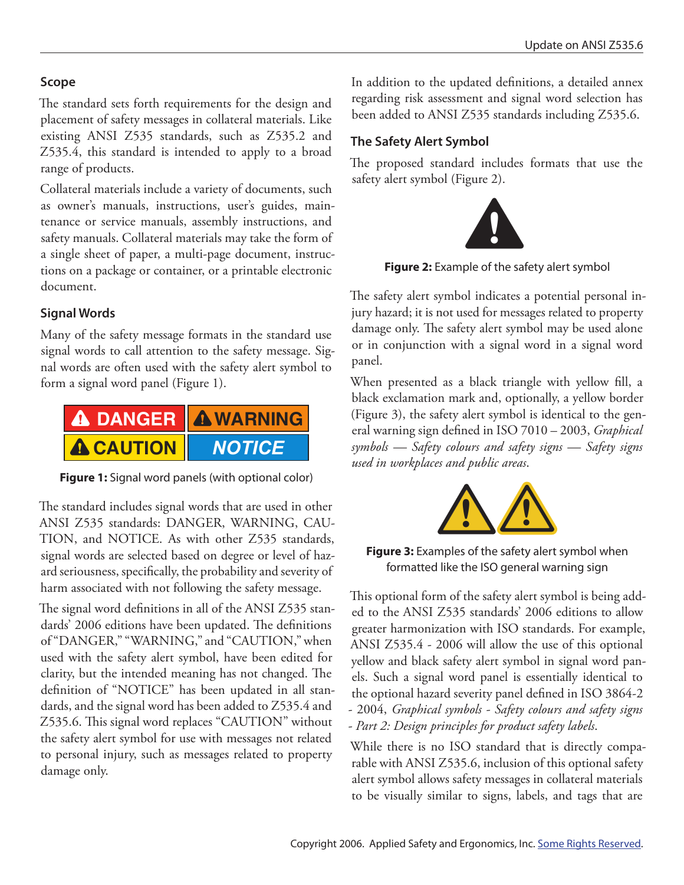## Scope

The standard sets forth requirements for the design and placement of safety messages in collateral materials. Like existing ANSI Z535 standards, such as Z535.2 and Z535.4, this standard is intended to apply to a broad range of products.

Collateral materials include a variety of documents, such as owner's manuals, instructions, user's guides, maintenance or service manuals, assembly instructions, and safety manuals. Collateral materials may take the form of a single sheet of paper, a multi-page document, instructions on a package or container, or a printable electronic document.

## Signal Words

Many of the safety message formats in the standard use signal words to call attention to the safety message. Signal words are often used with the safety alert symbol to form a signal word panel (Figure 1).

**Figure 1:** Signal word panels (with optional color)

The standard includes signal words that are used in other ANSI Z535 standards: DANGER, WARNING, CAUTION, and NOTICE. As with other Z535 standards, signal words are selected based on degree or level of hazard seriousness, specifically, the probability and severity of harm associated with not following the safety message.

The signal word definitions in all of the ANSI Z535 standards' 2006 editions have been updated. The definitions of "DANGER," "WARNING," and "CAUTION," when used with the safety alert symbol, have been edited for clarity, but the intended meaning has not changed. The definition of "NOTICE" has been updated in all standards, and the signal word has been added to Z535.4 and Z535.6. This signal word replaces "CAUTION" without the safety alert symbol for use with messages not related to personal injury, such as messages related to property damage only.

In addition to the updated definitions, a detailed annex regarding risk assessment and signal word selection has been added to ANSI Z535 standards including Z535.6.

## The Safety Alert Symbol

The proposed standard includes formats that use the safety alert symbol (Figure 2).

**Figure 2:** Example of the safety alert symbol

The safety alert symbol indicates a potential personal injury hazard; it is not used for messages related to property damage only. The safety alert symbol may be used alone or in conjunction with a signal word in a signal word panel.

When presented as a black triangle with yellow fill, a black exclamation mark and, optionally, a yellow border (Figure 3), the safety alert symbol is identical to the general warning sign defined in ISO 7010 – 2003, *Graphical symbols — Safety colours and safety signs — Safety signs used in workplaces and public areas*.

**Figure 3:** Examples of the safety alert symbol when formatted like the ISO general warning sign

This optional form of the safety alert symbol is being added to the ANSI Z535 standards' 2006 editions to allow greater harmonization with ISO standards. For example, ANSI Z535.4 - 2006 will allow the use of this optional yellow and black safety alert symbol in signal word panels. Such a signal word panel is essentially identical to the optional hazard severity panel defined in ISO 3864-2 - 2004, *Graphical symbols - Safety colours and safety signs - Part 2: Design principles for product safety labels*.

While there is no ISO standard that is directly comparable with ANSI Z535.6, inclusion of this optional safety alert symbol allows safety messages in collateral materials to be visually similar to signs, labels, and tags that are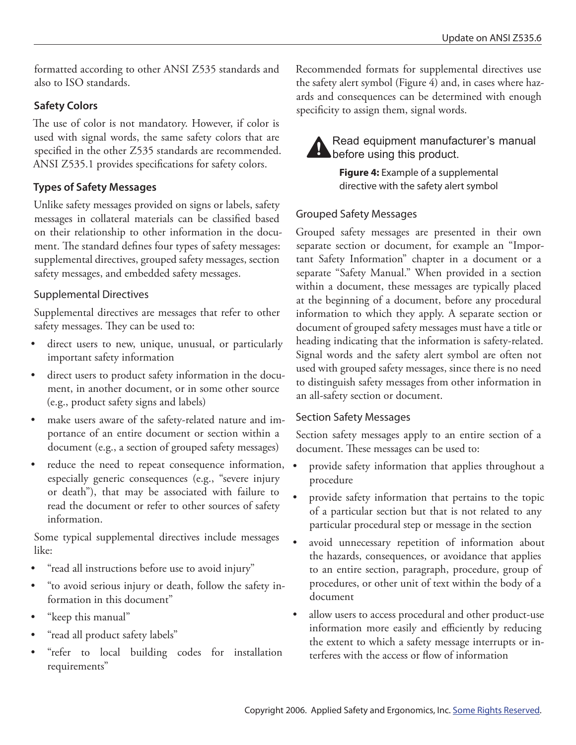formatted according to other ANSI Z535 standards and also to ISO standards.

### Safety Colors

The use of color is not mandatory. However, if color is used with signal words, the same safety colors that are specified in the other Z535 standards are recommended. ANSI Z535.1 provides specifications for safety colors.

### Types of Safety Messages

Unlike safety messages provided on signs or labels, safety messages in collateral materials can be classified based on their relationship to other information in the document. The standard defines four types of safety messages: supplemental directives, grouped safety messages, section safety messages, and embedded safety messages.

#### Supplemental Directives

Supplemental directives are messages that refer to other safety messages. They can be used to:

- direct users to new, unique, unusual, or particularly important safety information
- direct users to product safety information in the document, in another document, or in some other source (e.g., product safety signs and labels)
- make users aware of the safety-related nature and importance of an entire document or section within a document (e.g., a section of grouped safety messages)
- reduce the need to repeat consequence information, especially generic consequences (e.g., "severe injury or death"), that may be associated with failure to read the document or refer to other sources of safety information.

Some typical supplemental directives include messages like:

- "read all instructions before use to avoid injury"
- "to avoid serious injury or death, follow the safety information in this document"
- "keep this manual"
- "read all product safety labels"
- "refer to local building codes for installation requirements"

Recommended formats for supplemental directives use the safety alert symbol (Figure 4) and, in cases where hazards and consequences can be determined with enough specificity to assign them, signal words.

Read equipment manufacturer's manual before using this product.

**Figure 4:** Example of a supplemental directive with the safety alert symbol

#### Grouped Safety Messages

Grouped safety messages are presented in their own separate section or document, for example an "Important Safety Information" chapter in a document or a separate "Safety Manual." When provided in a section within a document, these messages are typically placed at the beginning of a document, before any procedural information to which they apply. A separate section or document of grouped safety messages must have a title or heading indicating that the information is safety-related. Signal words and the safety alert symbol are often not used with grouped safety messages, since there is no need to distinguish safety messages from other information in an all-safety section or document.

#### Section Safety Messages

Section safety messages apply to an entire section of a document. These messages can be used to:

- provide safety information that applies throughout a procedure
- provide safety information that pertains to the topic of a particular section but that is not related to any particular procedural step or message in the section
- avoid unnecessary repetition of information about the hazards, consequences, or avoidance that applies to an entire section, paragraph, procedure, group of procedures, or other unit of text within the body of a document
- allow users to access procedural and other product-use information more easily and efficiently by reducing the extent to which a safety message interrupts or interferes with the access or flow of information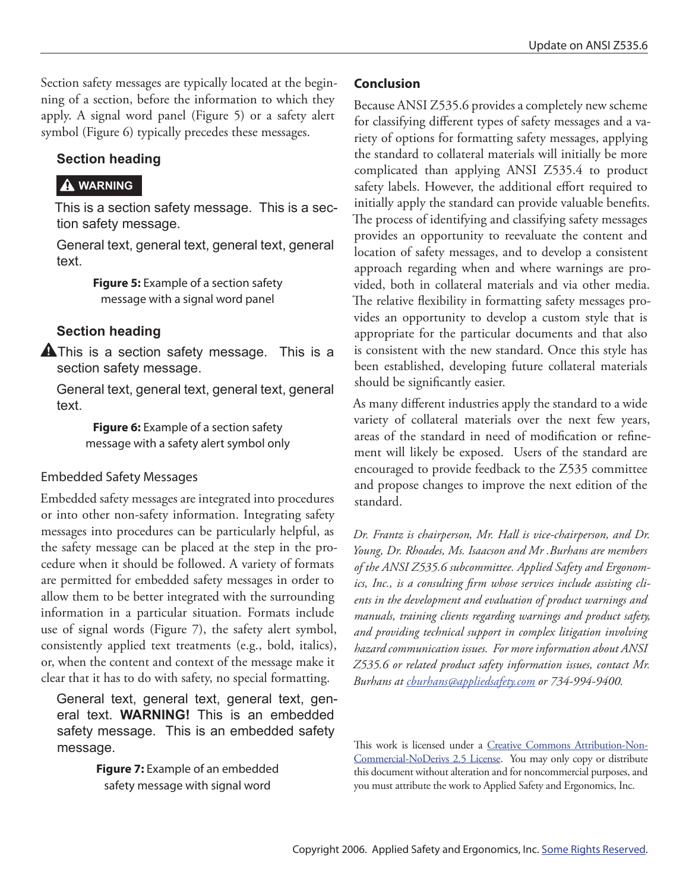Section safety messages are typically located at the beginning of a section, before the information to which they apply. A signal word panel (Figure 5) or a safety alert symbol (Figure 6) typically precedes these messages.

**Section heading**

**⚠ WARNING**

This is a section safety message. This is a section safety message.

General text, general text, general text, general text.

**Figure 5:** Example of a section safety message with a signal word panel

**Section heading**

⚠This is a section safety message. This is a section safety message.

General text, general text, general text, general text.

**Figure 6:** Example of a section safety message with a safety alert symbol only

### Embedded Safety Messages

Embedded safety messages are integrated into procedures or into other non-safety information. Integrating safety messages into procedures can be particularly helpful, as the safety message can be placed at the step in the procedure when it should be followed. A variety of formats are permitted for embedded safety messages in order to allow them to be better integrated with the surrounding information in a particular situation. Formats include use of signal words (Figure 7), the safety alert symbol, consistently applied text treatments (e.g., bold, italics), or, when the content and context of the message make it clear that it has to do with safety, no special formatting.

General text, general text, general text, general text. **WARNING!** This is an embedded safety message. This is an embedded safety message.

**Figure 7:** Example of an embedded safety message with signal word

## Conclusion

Because ANSI Z535.6 provides a completely new scheme for classifying different types of safety messages and a variety of options for formatting safety messages, applying the standard to collateral materials will initially be more complicated than applying ANSI Z535.4 to product safety labels. However, the additional effort required to initially apply the standard can provide valuable benefits. The process of identifying and classifying safety messages provides an opportunity to reevaluate the content and location of safety messages, and to develop a consistent approach regarding when and where warnings are provided, both in collateral materials and via other media. The relative flexibility in formatting safety messages provides an opportunity to develop a custom style that is appropriate for the particular documents and that also is consistent with the new standard. Once this style has been established, developing future collateral materials should be significantly easier.

As many different industries apply the standard to a wide variety of collateral materials over the next few years, areas of the standard in need of modification or refinement will likely be exposed. Users of the standard are encouraged to provide feedback to the Z535 committee and propose changes to improve the next edition of the standard.

*Dr. Frantz is chairperson, Mr. Hall is vice-chairperson, and Dr. Young, Dr. Rhoades, Ms. Isaacson and Mr .Burhans are members of the ANSI Z535.6 subcommittee. Applied Safety and Ergonomics, Inc., is a consulting firm whose services include assisting clients in the development and evaluation of product warnings and manuals, training clients regarding warnings and product safety, and providing technical support in complex litigation involving hazard communication issues. For more information about ANSI Z535.6 or related product safety information issues, contact Mr. Burhans at cburhans@appliedsafety.com or 734-994-9400.*

This work is licensed under a Creative Commons Attribution-Non-Commercial-NoDerivs 2.5 License. You may only copy or distribute this document without alteration and for noncommercial purposes, and you must attribute the work to Applied Safety and Ergonomics, Inc.

Copyright 2006. Applied Safety and Ergonomics, Inc. Some Rights Reserved.